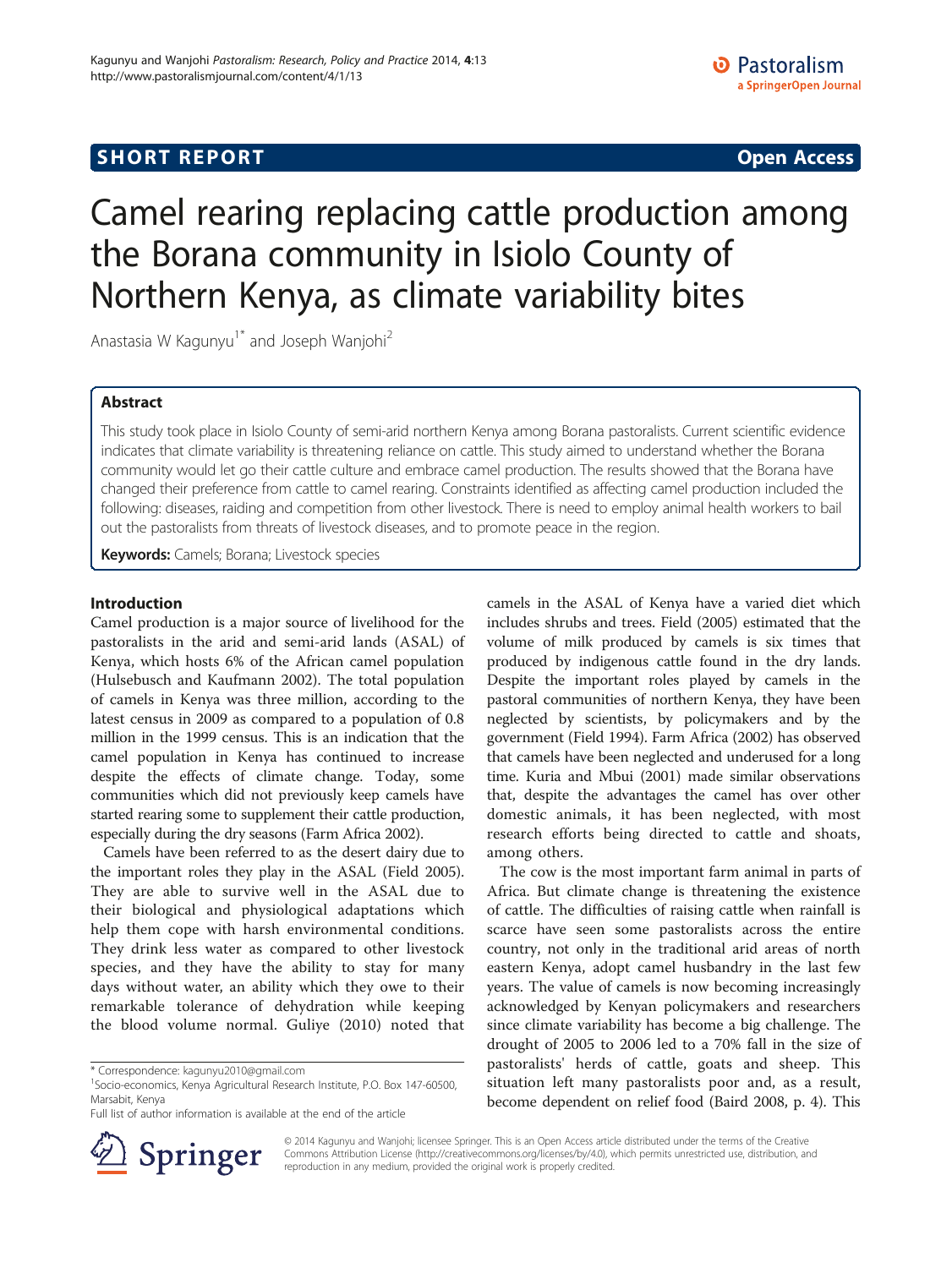SHORT REPORT **Open Access**

# Camel rearing replacing cattle production among the Borana community in Isiolo County of Northern Kenya, as climate variability bites

Anastasia W Kagunyu[1*] and Joseph Wanjohi[2]

## Abstract

This study took place in Isiolo County of semi-arid northern Kenya among Borana pastoralists. Current scientific evidence indicates that climate variability is threatening reliance on cattle. This study aimed to understand whether the Borana community would let go their cattle culture and embrace camel production. The results showed that the Borana have changed their preference from cattle to camel rearing. Constraints identified as affecting camel production included the following: diseases, raiding and competition from other livestock. There is need to employ animal health workers to bail out the pastoralists from threats of livestock diseases, and to promote peace in the region.

**Keywords:** Camels; Borana; Livestock species

## Introduction

Camel production is a major source of livelihood for the pastoralists in the arid and semi-arid lands (ASAL) of Kenya, which hosts 6% of the African camel population (Hulsebusch and Kaufmann 2002). The total population of camels in Kenya was three million, according to the latest census in 2009 as compared to a population of 0.8 million in the 1999 census. This is an indication that the camel population in Kenya has continued to increase despite the effects of climate change. Today, some communities which did not previously keep camels have started rearing some to supplement their cattle production, especially during the dry seasons (Farm Africa 2002).

Camels have been referred to as the desert dairy due to the important roles they play in the ASAL (Field 2005). They are able to survive well in the ASAL due to their biological and physiological adaptations which help them cope with harsh environmental conditions. They drink less water as compared to other livestock species, and they have the ability to stay for many days without water, an ability which they owe to their remarkable tolerance of dehydration while keeping the blood volume normal. Guliye (2010) noted that camels in the ASAL of Kenya have a varied diet which includes shrubs and trees. Field (2005) estimated that the volume of milk produced by camels is six times that produced by indigenous cattle found in the dry lands. Despite the important roles played by camels in the pastoral communities of northern Kenya, they have been neglected by scientists, by policymakers and by the government (Field 1994). Farm Africa (2002) has observed that camels have been neglected and underused for a long time. Kuria and Mbui (2001) made similar observations that, despite the advantages the camel has over other domestic animals, it has been neglected, with most research efforts being directed to cattle and shoats, among others.

The cow is the most important farm animal in parts of Africa. But climate change is threatening the existence of cattle. The difficulties of raising cattle when rainfall is scarce have seen some pastoralists across the entire country, not only in the traditional arid areas of north eastern Kenya, adopt camel husbandry in the last few years. The value of camels is now becoming increasingly acknowledged by Kenyan policymakers and researchers since climate variability has become a big challenge. The drought of 2005 to 2006 led to a 70% fall in the size of pastoralists' herds of cattle, goats and sheep. This situation left many pastoralists poor and, as a result, become dependent on relief food (Baird 2008, p. 4). This

\* Correspondence: kagunyu2010@gmail.com
[1]Socio-economics, Kenya Agricultural Research Institute, P.O. Box 147-60500, Marsabit, Kenya
Full list of author information is available at the end of the article

© 2014 Kagunyu and Wanjohi; licensee Springer. This is an Open Access article distributed under the terms of the Creative Commons Attribution License (http://creativecommons.org/licenses/by/4.0), which permits unrestricted use, distribution, and reproduction in any medium, provided the original work is properly credited.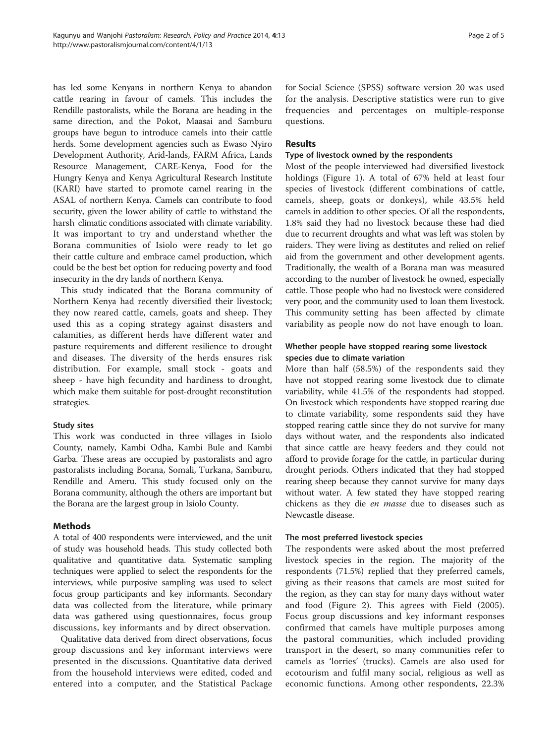has led some Kenyans in northern Kenya to abandon cattle rearing in favour of camels. This includes the Rendille pastoralists, while the Borana are heading in the same direction, and the Pokot, Maasai and Samburu groups have begun to introduce camels into their cattle herds. Some development agencies such as Ewaso Nyiro Development Authority, Arid-lands, FARM Africa, Lands Resource Management, CARE-Kenya, Food for the Hungry Kenya and Kenya Agricultural Research Institute (KARI) have started to promote camel rearing in the ASAL of northern Kenya. Camels can contribute to food security, given the lower ability of cattle to withstand the harsh climatic conditions associated with climate variability. It was important to try and understand whether the Borana communities of Isiolo were ready to let go their cattle culture and embrace camel production, which could be the best bet option for reducing poverty and food insecurity in the dry lands of northern Kenya.

This study indicated that the Borana community of Northern Kenya had recently diversified their livestock; they now reared cattle, camels, goats and sheep. They used this as a coping strategy against disasters and calamities, as different herds have different water and pasture requirements and different resilience to drought and diseases. The diversity of the herds ensures risk distribution. For example, small stock - goats and sheep - have high fecundity and hardiness to drought, which make them suitable for post-drought reconstitution strategies.

### Study sites

This work was conducted in three villages in Isiolo County, namely, Kambi Odha, Kambi Bule and Kambi Garba. These areas are occupied by pastoralists and agro pastoralists including Borana, Somali, Turkana, Samburu, Rendille and Ameru. This study focused only on the Borana community, although the others are important but the Borana are the largest group in Isiolo County.

## Methods

A total of 400 respondents were interviewed, and the unit of study was household heads. This study collected both qualitative and quantitative data. Systematic sampling techniques were applied to select the respondents for the interviews, while purposive sampling was used to select focus group participants and key informants. Secondary data was collected from the literature, while primary data was gathered using questionnaires, focus group discussions, key informants and by direct observation.

Qualitative data derived from direct observations, focus group discussions and key informant interviews were presented in the discussions. Quantitative data derived from the household interviews were edited, coded and entered into a computer, and the Statistical Package for Social Science (SPSS) software version 20 was used for the analysis. Descriptive statistics were run to give frequencies and percentages on multiple-response questions.

## Results

### Type of livestock owned by the respondents

Most of the people interviewed had diversified livestock holdings (Figure 1). A total of 67% held at least four species of livestock (different combinations of cattle, camels, sheep, goats or donkeys), while 43.5% held camels in addition to other species. Of all the respondents, 1.8% said they had no livestock because these had died due to recurrent droughts and what was left was stolen by raiders. They were living as destitutes and relied on relief aid from the government and other development agents. Traditionally, the wealth of a Borana man was measured according to the number of livestock he owned, especially cattle. Those people who had no livestock were considered very poor, and the community used to loan them livestock. This community setting has been affected by climate variability as people now do not have enough to loan.

### Whether people have stopped rearing some livestock species due to climate variation

More than half (58.5%) of the respondents said they have not stopped rearing some livestock due to climate variability, while 41.5% of the respondents had stopped. On livestock which respondents have stopped rearing due to climate variability, some respondents said they have stopped rearing cattle since they do not survive for many days without water, and the respondents also indicated that since cattle are heavy feeders and they could not afford to provide forage for the cattle, in particular during drought periods. Others indicated that they had stopped rearing sheep because they cannot survive for many days without water. A few stated they have stopped rearing chickens as they die *en masse* due to diseases such as Newcastle disease.

### The most preferred livestock species

The respondents were asked about the most preferred livestock species in the region. The majority of the respondents (71.5%) replied that they preferred camels, giving as their reasons that camels are most suited for the region, as they can stay for many days without water and food (Figure 2). This agrees with Field (2005). Focus group discussions and key informant responses confirmed that camels have multiple purposes among the pastoral communities, which included providing transport in the desert, so many communities refer to camels as 'lorries' (trucks). Camels are also used for ecotourism and fulfil many social, religious as well as economic functions. Among other respondents, 22.3%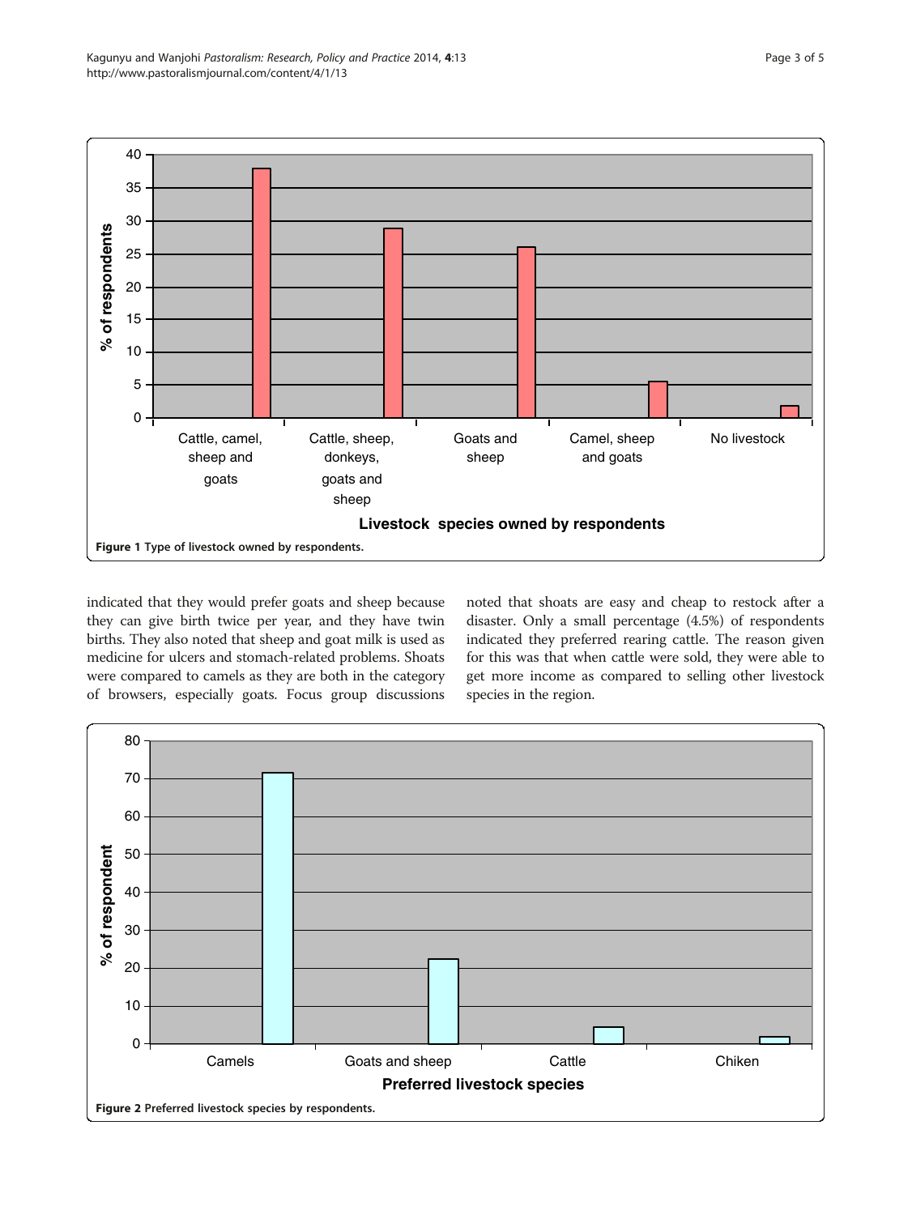Figure 1 Type of livestock owned by respondents.

indicated that they would prefer goats and sheep because they can give birth twice per year, and they have twin births. They also noted that sheep and goat milk is used as medicine for ulcers and stomach-related problems. Shoats were compared to camels as they are both in the category of browsers, especially goats. Focus group discussions noted that shoats are easy and cheap to restock after a disaster. Only a small percentage (4.5%) of respondents indicated they preferred rearing cattle. The reason given for this was that when cattle were sold, they were able to get more income as compared to selling other livestock species in the region.

Figure 2 Preferred livestock species by respondents.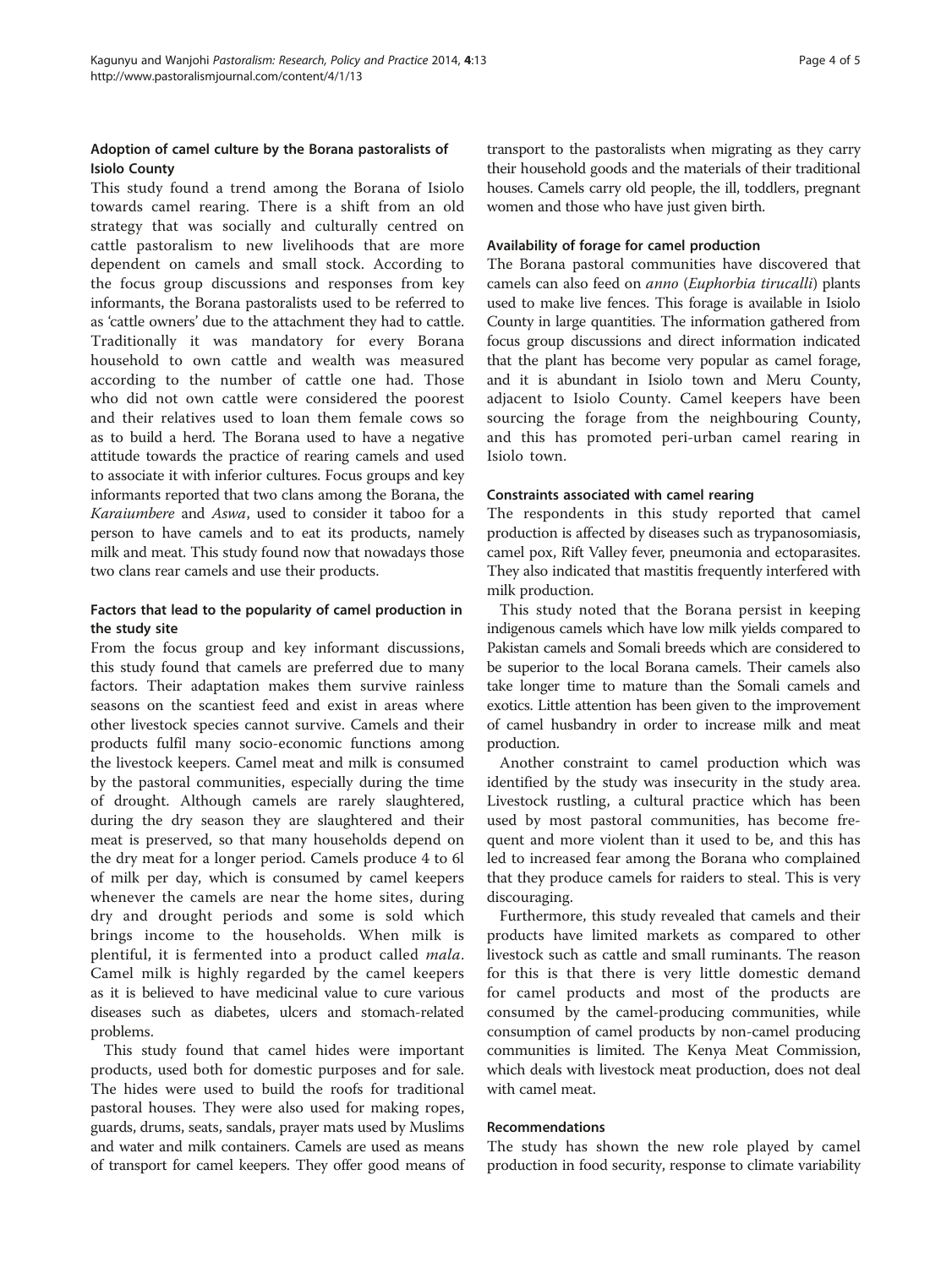### Adoption of camel culture by the Borana pastoralists of Isiolo County

This study found a trend among the Borana of Isiolo towards camel rearing. There is a shift from an old strategy that was socially and culturally centred on cattle pastoralism to new livelihoods that are more dependent on camels and small stock. According to the focus group discussions and responses from key informants, the Borana pastoralists used to be referred to as 'cattle owners' due to the attachment they had to cattle. Traditionally it was mandatory for every Borana household to own cattle and wealth was measured according to the number of cattle one had. Those who did not own cattle were considered the poorest and their relatives used to loan them female cows so as to build a herd. The Borana used to have a negative attitude towards the practice of rearing camels and used to associate it with inferior cultures. Focus groups and key informants reported that two clans among the Borana, the *Karaiumbere* and *Aswa*, used to consider it taboo for a person to have camels and to eat its products, namely milk and meat. This study found now that nowadays those two clans rear camels and use their products.

### Factors that lead to the popularity of camel production in the study site

From the focus group and key informant discussions, this study found that camels are preferred due to many factors. Their adaptation makes them survive rainless seasons on the scantiest feed and exist in areas where other livestock species cannot survive. Camels and their products fulfil many socio-economic functions among the livestock keepers. Camel meat and milk is consumed by the pastoral communities, especially during the time of drought. Although camels are rarely slaughtered, during the dry season they are slaughtered and their meat is preserved, so that many households depend on the dry meat for a longer period. Camels produce 4 to 6l of milk per day, which is consumed by camel keepers whenever the camels are near the home sites, during dry and drought periods and some is sold which brings income to the households. When milk is plentiful, it is fermented into a product called *mala*. Camel milk is highly regarded by the camel keepers as it is believed to have medicinal value to cure various diseases such as diabetes, ulcers and stomach-related problems.

This study found that camel hides were important products, used both for domestic purposes and for sale. The hides were used to build the roofs for traditional pastoral houses. They were also used for making ropes, guards, drums, seats, sandals, prayer mats used by Muslims and water and milk containers. Camels are used as means of transport for camel keepers. They offer good means of transport to the pastoralists when migrating as they carry their household goods and the materials of their traditional houses. Camels carry old people, the ill, toddlers, pregnant women and those who have just given birth.

### Availability of forage for camel production

The Borana pastoral communities have discovered that camels can also feed on *anno* (*Euphorbia tirucalli*) plants used to make live fences. This forage is available in Isiolo County in large quantities. The information gathered from focus group discussions and direct information indicated that the plant has become very popular as camel forage, and it is abundant in Isiolo town and Meru County, adjacent to Isiolo County. Camel keepers have been sourcing the forage from the neighbouring County, and this has promoted peri-urban camel rearing in Isiolo town.

### Constraints associated with camel rearing

The respondents in this study reported that camel production is affected by diseases such as trypanosomiasis, camel pox, Rift Valley fever, pneumonia and ectoparasites. They also indicated that mastitis frequently interfered with milk production.

This study noted that the Borana persist in keeping indigenous camels which have low milk yields compared to Pakistan camels and Somali breeds which are considered to be superior to the local Borana camels. Their camels also take longer time to mature than the Somali camels and exotics. Little attention has been given to the improvement of camel husbandry in order to increase milk and meat production.

Another constraint to camel production which was identified by the study was insecurity in the study area. Livestock rustling, a cultural practice which has been used by most pastoral communities, has become frequent and more violent than it used to be, and this has led to increased fear among the Borana who complained that they produce camels for raiders to steal. This is very discouraging.

Furthermore, this study revealed that camels and their products have limited markets as compared to other livestock such as cattle and small ruminants. The reason for this is that there is very little domestic demand for camel products and most of the products are consumed by the camel-producing communities, while consumption of camel products by non-camel producing communities is limited. The Kenya Meat Commission, which deals with livestock meat production, does not deal with camel meat.

### Recommendations

The study has shown the new role played by camel production in food security, response to climate variability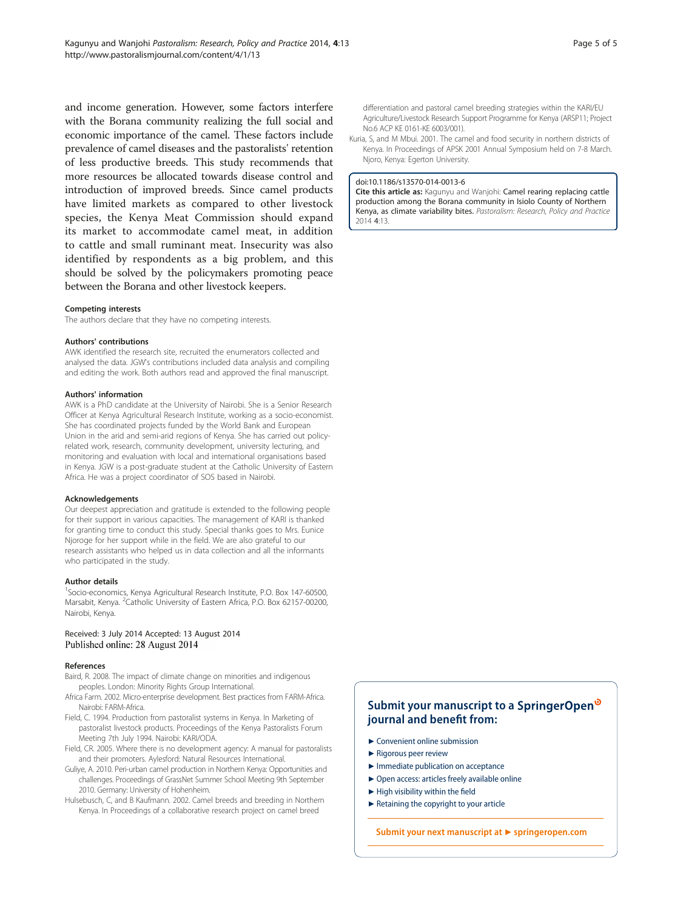and income generation. However, some factors interfere with the Borana community realizing the full social and economic importance of the camel. These factors include prevalence of camel diseases and the pastoralists' retention of less productive breeds. This study recommends that more resources be allocated towards disease control and introduction of improved breeds. Since camel products have limited markets as compared to other livestock species, the Kenya Meat Commission should expand its market to accommodate camel meat, in addition to cattle and small ruminant meat. Insecurity was also identified by respondents as a big problem, and this should be solved by the policymakers promoting peace between the Borana and other livestock keepers.

#### Competing interests
The authors declare that they have no competing interests.

#### Authors' contributions
AWK identified the research site, recruited the enumerators collected and analysed the data. JGW's contributions included data analysis and compiling and editing the work. Both authors read and approved the final manuscript.

#### Authors' information
AWK is a PhD candidate at the University of Nairobi. She is a Senior Research Officer at Kenya Agricultural Research Institute, working as a socio-economist. She has coordinated projects funded by the World Bank and European Union in the arid and semi-arid regions of Kenya. She has carried out policy-related work, research, community development, university lecturing, and monitoring and evaluation with local and international organisations based in Kenya. JGW is a post-graduate student at the Catholic University of Eastern Africa. He was a project coordinator of SOS based in Nairobi.

#### Acknowledgements
Our deepest appreciation and gratitude is extended to the following people for their support in various capacities. The management of KARI is thanked for granting time to conduct this study. Special thanks goes to Mrs. Eunice Njoroge for her support while in the field. We are also grateful to our research assistants who helped us in data collection and all the informants who participated in the study.

#### Author details
[1]Socio-economics, Kenya Agricultural Research Institute, P.O. Box 147-60500, Marsabit, Kenya. [2]Catholic University of Eastern Africa, P.O. Box 62157-00200, Nairobi, Kenya.

Received: 3 July 2014 Accepted: 13 August 2014
Published online: 28 August 2014

#### References
Baird, R. 2008. The impact of climate change on minorities and indigenous peoples. London: Minority Rights Group International.

Africa Farm. 2002. Micro-enterprise development. Best practices from FARM-Africa. Nairobi: FARM-Africa.

Field, C. 1994. Production from pastoralist systems in Kenya. In Marketing of pastoralist livestock products. Proceedings of the Kenya Pastoralists Forum Meeting 7th July 1994. Nairobi: KARI/ODA.

Field, CR. 2005. Where there is no development agency: A manual for pastoralists and their promoters. Aylesford: Natural Resources International.

Guliye, A. 2010. Peri-urban camel production in Northern Kenya: Opportunities and challenges. Proceedings of GrassNet Summer School Meeting 9th September 2010. Germany: University of Hohenheim.

Hulsebusch, C, and B Kaufmann. 2002. Camel breeds and breeding in Northern Kenya. In Proceedings of a collaborative research project on camel breed differentiation and pastoral camel breeding strategies within the KARI/EU Agriculture/Livestock Research Support Programme for Kenya (ARSP11; Project No.6 ACP KE 0161-KE 6003/001).

Kuria, S, and M Mbui. 2001. The camel and food security in northern districts of Kenya. In Proceedings of APSK 2001 Annual Symposium held on 7-8 March. Njoro, Kenya: Egerton University.

doi:10.1186/s13570-014-0013-6
**Cite this article as:** Kagunyu and Wanjohi: **Camel rearing replacing cattle production among the Borana community in Isiolo County of Northern Kenya, as climate variability bites.** *Pastoralism: Research, Policy and Practice* 2014 **4**:13.

**Submit your manuscript to a SpringerOpen journal and benefit from:**

- ► Convenient online submission
- ► Rigorous peer review
- ► Immediate publication on acceptance
- ► Open access: articles freely available online
- ► High visibility within the field
- ► Retaining the copyright to your article

**Submit your next manuscript at ► springeropen.com**